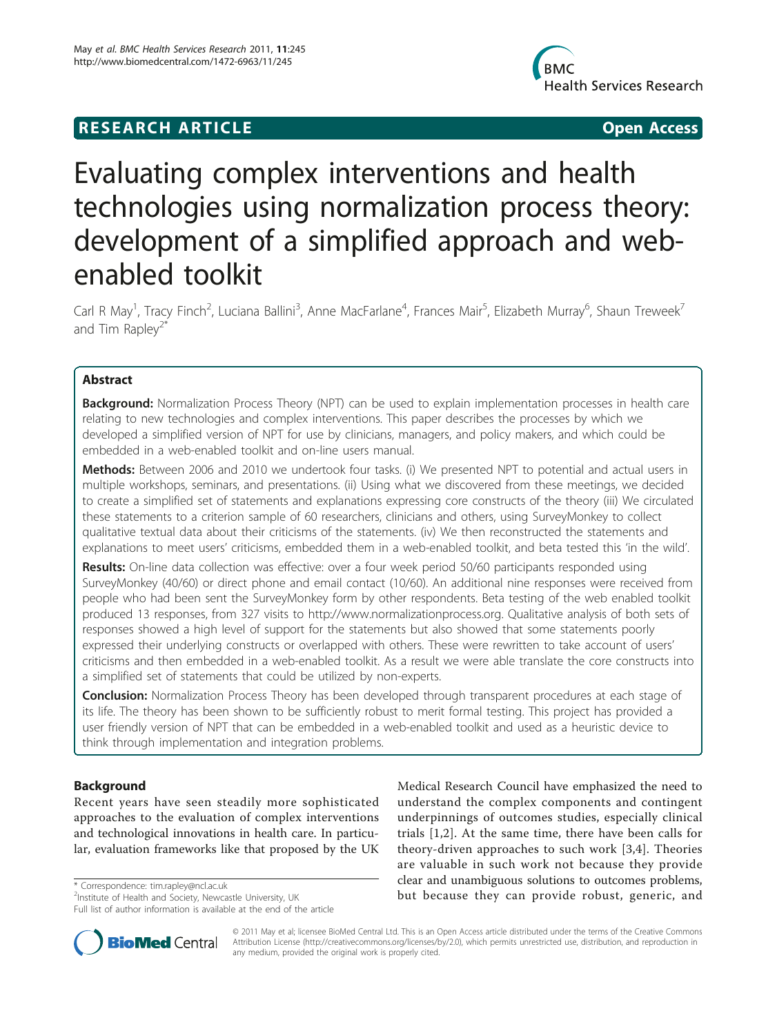RESEARCH ARTICLE Open Access

# Evaluating complex interventions and health technologies using normalization process theory: development of a simplified approach and web-enabled toolkit

Carl R May[1], Tracy Finch[2], Luciana Ballini[3], Anne MacFarlane[4], Frances Mair[5], Elizabeth Murray[6], Shaun Treweek[7] and Tim Rapley[2*]

## Abstract

**Background:** Normalization Process Theory (NPT) can be used to explain implementation processes in health care relating to new technologies and complex interventions. This paper describes the processes by which we developed a simplified version of NPT for use by clinicians, managers, and policy makers, and which could be embedded in a web-enabled toolkit and on-line users manual.

**Methods:** Between 2006 and 2010 we undertook four tasks. (i) We presented NPT to potential and actual users in multiple workshops, seminars, and presentations. (ii) Using what we discovered from these meetings, we decided to create a simplified set of statements and explanations expressing core constructs of the theory (iii) We circulated these statements to a criterion sample of 60 researchers, clinicians and others, using SurveyMonkey to collect qualitative textual data about their criticisms of the statements. (iv) We then reconstructed the statements and explanations to meet users' criticisms, embedded them in a web-enabled toolkit, and beta tested this 'in the wild'.

**Results:** On-line data collection was effective: over a four week period 50/60 participants responded using SurveyMonkey (40/60) or direct phone and email contact (10/60). An additional nine responses were received from people who had been sent the SurveyMonkey form by other respondents. Beta testing of the web enabled toolkit produced 13 responses, from 327 visits to http://www.normalizationprocess.org. Qualitative analysis of both sets of responses showed a high level of support for the statements but also showed that some statements poorly expressed their underlying constructs or overlapped with others. These were rewritten to take account of users' criticisms and then embedded in a web-enabled toolkit. As a result we were able translate the core constructs into a simplified set of statements that could be utilized by non-experts.

**Conclusion:** Normalization Process Theory has been developed through transparent procedures at each stage of its life. The theory has been shown to be sufficiently robust to merit formal testing. This project has provided a user friendly version of NPT that can be embedded in a web-enabled toolkit and used as a heuristic device to think through implementation and integration problems.

## Background

Recent years have seen steadily more sophisticated approaches to the evaluation of complex interventions and technological innovations in health care. In particular, evaluation frameworks like that proposed by the UK Medical Research Council have emphasized the need to understand the complex components and contingent underpinnings of outcomes studies, especially clinical trials [1,2]. At the same time, there have been calls for theory-driven approaches to such work [3,4]. Theories are valuable in such work not because they provide clear and unambiguous solutions to outcomes problems, but because they can provide robust, generic, and

* Correspondence: tim.rapley@ncl.ac.uk
[2]Institute of Health and Society, Newcastle University, UK
Full list of author information is available at the end of the article

© 2011 May et al; licensee BioMed Central Ltd. This is an Open Access article distributed under the terms of the Creative Commons Attribution License (http://creativecommons.org/licenses/by/2.0), which permits unrestricted use, distribution, and reproduction in any medium, provided the original work is properly cited.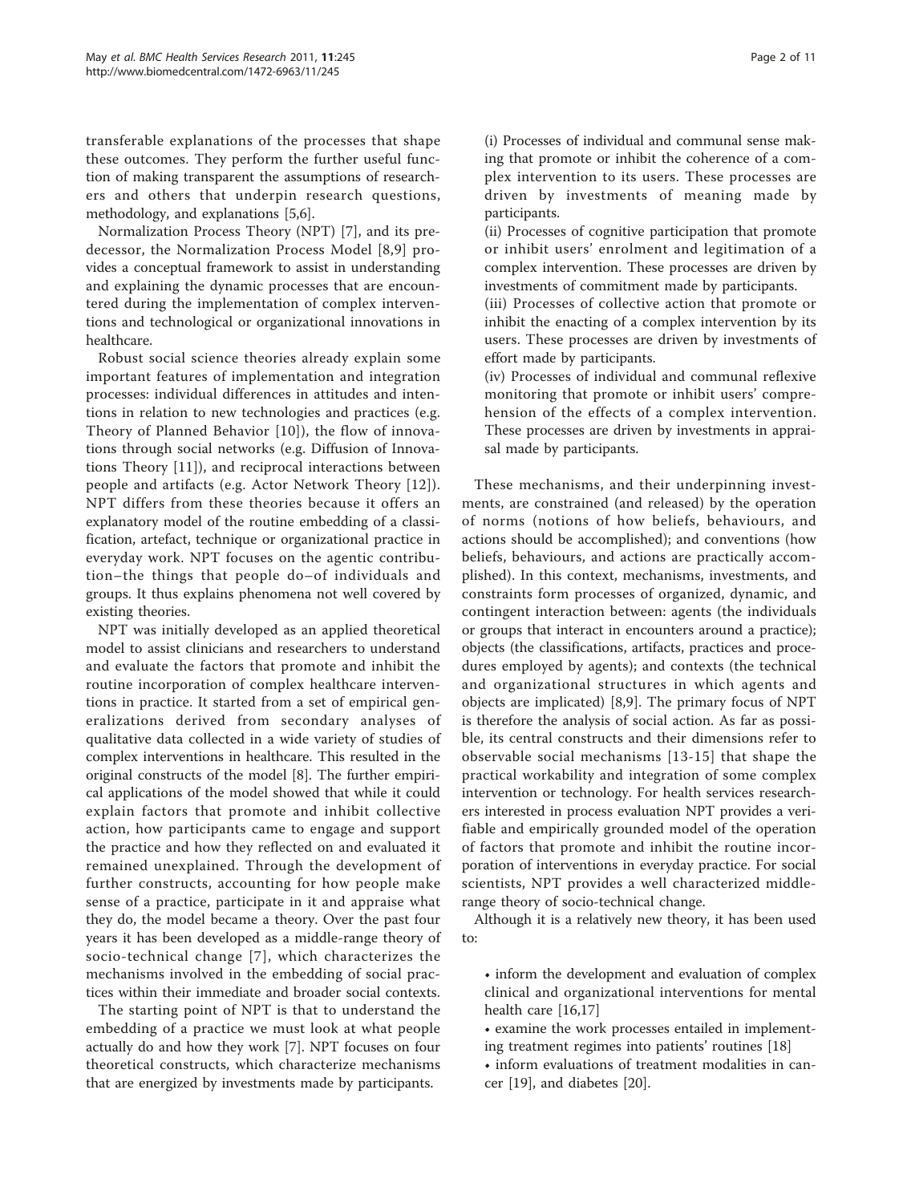transferable explanations of the processes that shape these outcomes. They perform the further useful function of making transparent the assumptions of researchers and others that underpin research questions, methodology, and explanations [5,6].

Normalization Process Theory (NPT) [7], and its predecessor, the Normalization Process Model [8,9] provides a conceptual framework to assist in understanding and explaining the dynamic processes that are encountered during the implementation of complex interventions and technological or organizational innovations in healthcare.

Robust social science theories already explain some important features of implementation and integration processes: individual differences in attitudes and intentions in relation to new technologies and practices (e.g. Theory of Planned Behavior [10]), the flow of innovations through social networks (e.g. Diffusion of Innovations Theory [11]), and reciprocal interactions between people and artifacts (e.g. Actor Network Theory [12]). NPT differs from these theories because it offers an explanatory model of the routine embedding of a classification, artefact, technique or organizational practice in everyday work. NPT focuses on the agentic contribution–the things that people do–of individuals and groups. It thus explains phenomena not well covered by existing theories.

NPT was initially developed as an applied theoretical model to assist clinicians and researchers to understand and evaluate the factors that promote and inhibit the routine incorporation of complex healthcare interventions in practice. It started from a set of empirical generalizations derived from secondary analyses of qualitative data collected in a wide variety of studies of complex interventions in healthcare. This resulted in the original constructs of the model [8]. The further empirical applications of the model showed that while it could explain factors that promote and inhibit collective action, how participants came to engage and support the practice and how they reflected on and evaluated it remained unexplained. Through the development of further constructs, accounting for how people make sense of a practice, participate in it and appraise what they do, the model became a theory. Over the past four years it has been developed as a middle-range theory of socio-technical change [7], which characterizes the mechanisms involved in the embedding of social practices within their immediate and broader social contexts.

The starting point of NPT is that to understand the embedding of a practice we must look at what people actually do and how they work [7]. NPT focuses on four theoretical constructs, which characterize mechanisms that are energized by investments made by participants.

(i) Processes of individual and communal sense making that promote or inhibit the coherence of a complex intervention to its users. These processes are driven by investments of meaning made by participants.
(ii) Processes of cognitive participation that promote or inhibit users' enrolment and legitimation of a complex intervention. These processes are driven by investments of commitment made by participants.
(iii) Processes of collective action that promote or inhibit the enacting of a complex intervention by its users. These processes are driven by investments of effort made by participants.
(iv) Processes of individual and communal reflexive monitoring that promote or inhibit users' comprehension of the effects of a complex intervention. These processes are driven by investments in appraisal made by participants.

These mechanisms, and their underpinning investments, are constrained (and released) by the operation of norms (notions of how beliefs, behaviours, and actions should be accomplished); and conventions (how beliefs, behaviours, and actions are practically accomplished). In this context, mechanisms, investments, and constraints form processes of organized, dynamic, and contingent interaction between: agents (the individuals or groups that interact in encounters around a practice); objects (the classifications, artifacts, practices and procedures employed by agents); and contexts (the technical and organizational structures in which agents and objects are implicated) [8,9]. The primary focus of NPT is therefore the analysis of social action. As far as possible, its central constructs and their dimensions refer to observable social mechanisms [13-15] that shape the practical workability and integration of some complex intervention or technology. For health services researchers interested in process evaluation NPT provides a verifiable and empirically grounded model of the operation of factors that promote and inhibit the routine incorporation of interventions in everyday practice. For social scientists, NPT provides a well characterized middle-range theory of socio-technical change.

Although it is a relatively new theory, it has been used to:

- inform the development and evaluation of complex clinical and organizational interventions for mental health care [16,17]
- examine the work processes entailed in implementing treatment regimes into patients' routines [18]
- inform evaluations of treatment modalities in cancer [19], and diabetes [20].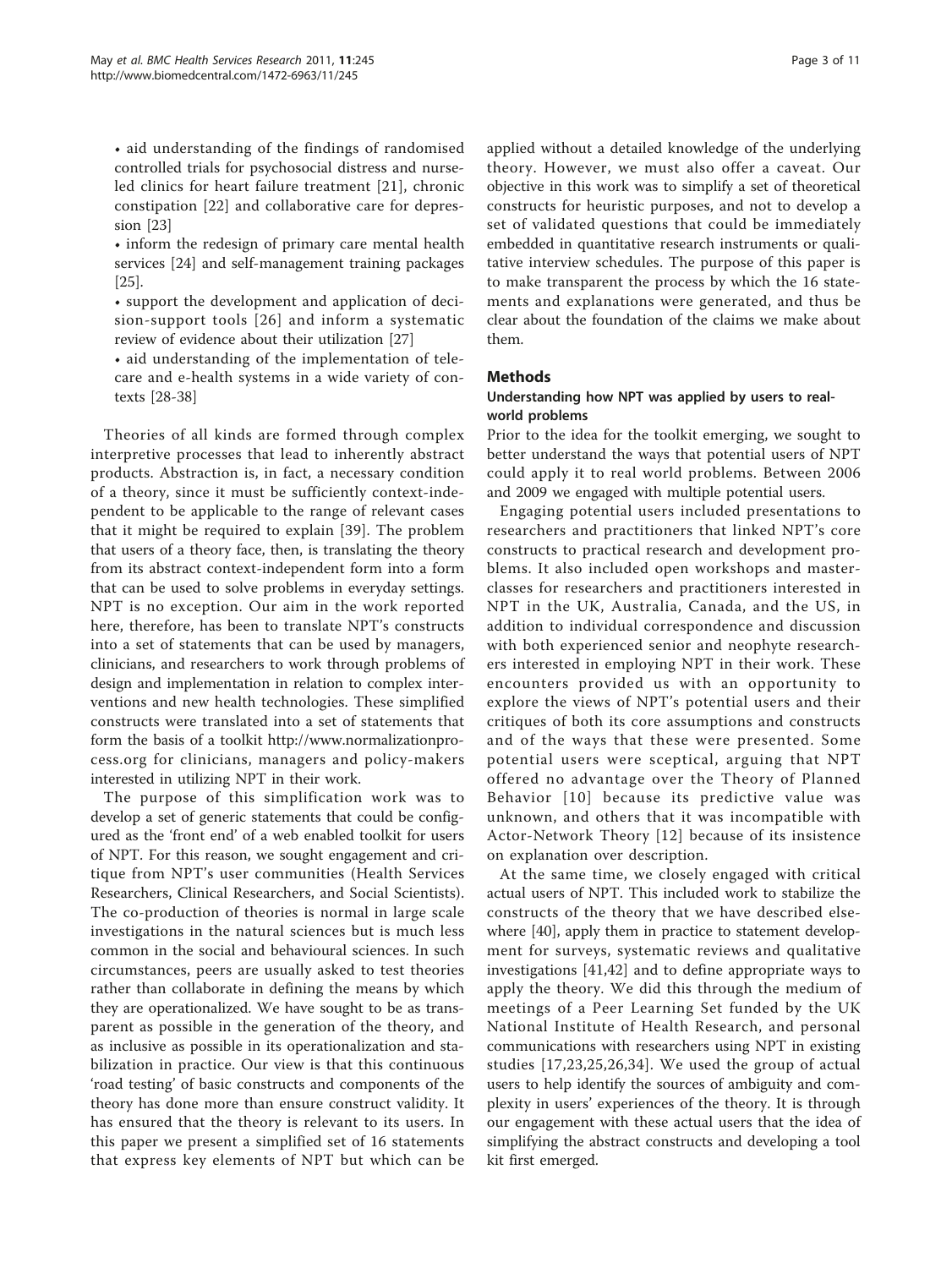- aid understanding of the findings of randomised controlled trials for psychosocial distress and nurse-led clinics for heart failure treatment [21], chronic constipation [22] and collaborative care for depression [23]
- inform the redesign of primary care mental health services [24] and self-management training packages [25].
- support the development and application of decision-support tools [26] and inform a systematic review of evidence about their utilization [27]
- aid understanding of the implementation of telecare and e-health systems in a wide variety of contexts [28-38]

Theories of all kinds are formed through complex interpretive processes that lead to inherently abstract products. Abstraction is, in fact, a necessary condition of a theory, since it must be sufficiently context-independent to be applicable to the range of relevant cases that it might be required to explain [39]. The problem that users of a theory face, then, is translating the theory from its abstract context-independent form into a form that can be used to solve problems in everyday settings. NPT is no exception. Our aim in the work reported here, therefore, has been to translate NPT's constructs into a set of statements that can be used by managers, clinicians, and researchers to work through problems of design and implementation in relation to complex interventions and new health technologies. These simplified constructs were translated into a set of statements that form the basis of a toolkit http://www.normalizationprocess.org for clinicians, managers and policy-makers interested in utilizing NPT in their work.

The purpose of this simplification work was to develop a set of generic statements that could be configured as the 'front end' of a web enabled toolkit for users of NPT. For this reason, we sought engagement and critique from NPT's user communities (Health Services Researchers, Clinical Researchers, and Social Scientists). The co-production of theories is normal in large scale investigations in the natural sciences but is much less common in the social and behavioural sciences. In such circumstances, peers are usually asked to test theories rather than collaborate in defining the means by which they are operationalized. We have sought to be as transparent as possible in the generation of the theory, and as inclusive as possible in its operationalization and stabilization in practice. Our view is that this continuous 'road testing' of basic constructs and components of the theory has done more than ensure construct validity. It has ensured that the theory is relevant to its users. In this paper we present a simplified set of 16 statements that express key elements of NPT but which can be applied without a detailed knowledge of the underlying theory. However, we must also offer a caveat. Our objective in this work was to simplify a set of theoretical constructs for heuristic purposes, and not to develop a set of validated questions that could be immediately embedded in quantitative research instruments or qualitative interview schedules. The purpose of this paper is to make transparent the process by which the 16 statements and explanations were generated, and thus be clear about the foundation of the claims we make about them.

## Methods

### Understanding how NPT was applied by users to real-world problems

Prior to the idea for the toolkit emerging, we sought to better understand the ways that potential users of NPT could apply it to real world problems. Between 2006 and 2009 we engaged with multiple potential users.

Engaging potential users included presentations to researchers and practitioners that linked NPT's core constructs to practical research and development problems. It also included open workshops and masterclasses for researchers and practitioners interested in NPT in the UK, Australia, Canada, and the US, in addition to individual correspondence and discussion with both experienced senior and neophyte researchers interested in employing NPT in their work. These encounters provided us with an opportunity to explore the views of NPT's potential users and their critiques of both its core assumptions and constructs and of the ways that these were presented. Some potential users were sceptical, arguing that NPT offered no advantage over the Theory of Planned Behavior [10] because its predictive value was unknown, and others that it was incompatible with Actor-Network Theory [12] because of its insistence on explanation over description.

At the same time, we closely engaged with critical actual users of NPT. This included work to stabilize the constructs of the theory that we have described elsewhere [40], apply them in practice to statement development for surveys, systematic reviews and qualitative investigations [41,42] and to define appropriate ways to apply the theory. We did this through the medium of meetings of a Peer Learning Set funded by the UK National Institute of Health Research, and personal communications with researchers using NPT in existing studies [17,23,25,26,34]. We used the group of actual users to help identify the sources of ambiguity and complexity in users' experiences of the theory. It is through our engagement with these actual users that the idea of simplifying the abstract constructs and developing a tool kit first emerged.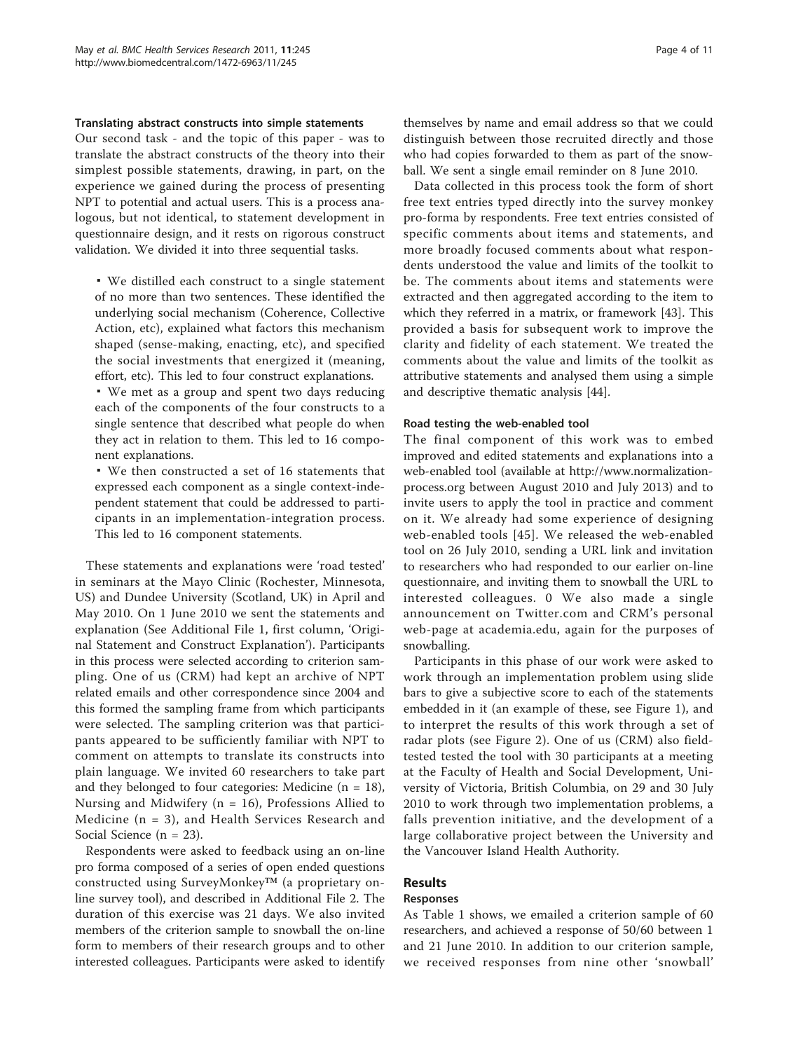### Translating abstract constructs into simple statements

Our second task - and the topic of this paper - was to translate the abstract constructs of the theory into their simplest possible statements, drawing, in part, on the experience we gained during the process of presenting NPT to potential and actual users. This is a process analogous, but not identical, to statement development in questionnaire design, and it rests on rigorous construct validation. We divided it into three sequential tasks.

- We distilled each construct to a single statement of no more than two sentences. These identified the underlying social mechanism (Coherence, Collective Action, etc), explained what factors this mechanism shaped (sense-making, enacting, etc), and specified the social investments that energized it (meaning, effort, etc). This led to four construct explanations.
- We met as a group and spent two days reducing each of the components of the four constructs to a single sentence that described what people do when they act in relation to them. This led to 16 component explanations.
- We then constructed a set of 16 statements that expressed each component as a single context-independent statement that could be addressed to participants in an implementation-integration process. This led to 16 component statements.

These statements and explanations were 'road tested' in seminars at the Mayo Clinic (Rochester, Minnesota, US) and Dundee University (Scotland, UK) in April and May 2010. On 1 June 2010 we sent the statements and explanation (See Additional File 1, first column, 'Original Statement and Construct Explanation'). Participants in this process were selected according to criterion sampling. One of us (CRM) had kept an archive of NPT related emails and other correspondence since 2004 and this formed the sampling frame from which participants were selected. The sampling criterion was that participants appeared to be sufficiently familiar with NPT to comment on attempts to translate its constructs into plain language. We invited 60 researchers to take part and they belonged to four categories: Medicine (n = 18), Nursing and Midwifery (n = 16), Professions Allied to Medicine (n = 3), and Health Services Research and Social Science (n = 23).

Respondents were asked to feedback using an on-line pro forma composed of a series of open ended questions constructed using SurveyMonkey™ (a proprietary on-line survey tool), and described in Additional File 2. The duration of this exercise was 21 days. We also invited members of the criterion sample to snowball the on-line form to members of their research groups and to other interested colleagues. Participants were asked to identify themselves by name and email address so that we could distinguish between those recruited directly and those who had copies forwarded to them as part of the snowball. We sent a single email reminder on 8 June 2010.

Data collected in this process took the form of short free text entries typed directly into the survey monkey pro-forma by respondents. Free text entries consisted of specific comments about items and statements, and more broadly focused comments about what respondents understood the value and limits of the toolkit to be. The comments about items and statements were extracted and then aggregated according to the item to which they referred in a matrix, or framework [43]. This provided a basis for subsequent work to improve the clarity and fidelity of each statement. We treated the comments about the value and limits of the toolkit as attributive statements and analysed them using a simple and descriptive thematic analysis [44].

### Road testing the web-enabled tool

The final component of this work was to embed improved and edited statements and explanations into a web-enabled tool (available at http://www.normalizationprocess.org between August 2010 and July 2013) and to invite users to apply the tool in practice and comment on it. We already had some experience of designing web-enabled tools [45]. We released the web-enabled tool on 26 July 2010, sending a URL link and invitation to researchers who had responded to our earlier on-line questionnaire, and inviting them to snowball the URL to interested colleagues. 0 We also made a single announcement on Twitter.com and CRM's personal web-page at academia.edu, again for the purposes of snowballing.

Participants in this phase of our work were asked to work through an implementation problem using slide bars to give a subjective score to each of the statements embedded in it (an example of these, see Figure 1), and to interpret the results of this work through a set of radar plots (see Figure 2). One of us (CRM) also field-tested tested the tool with 30 participants at a meeting at the Faculty of Health and Social Development, University of Victoria, British Columbia, on 29 and 30 July 2010 to work through two implementation problems, a falls prevention initiative, and the development of a large collaborative project between the University and the Vancouver Island Health Authority.

## Results

### Responses

As Table 1 shows, we emailed a criterion sample of 60 researchers, and achieved a response of 50/60 between 1 and 21 June 2010. In addition to our criterion sample, we received responses from nine other 'snowball'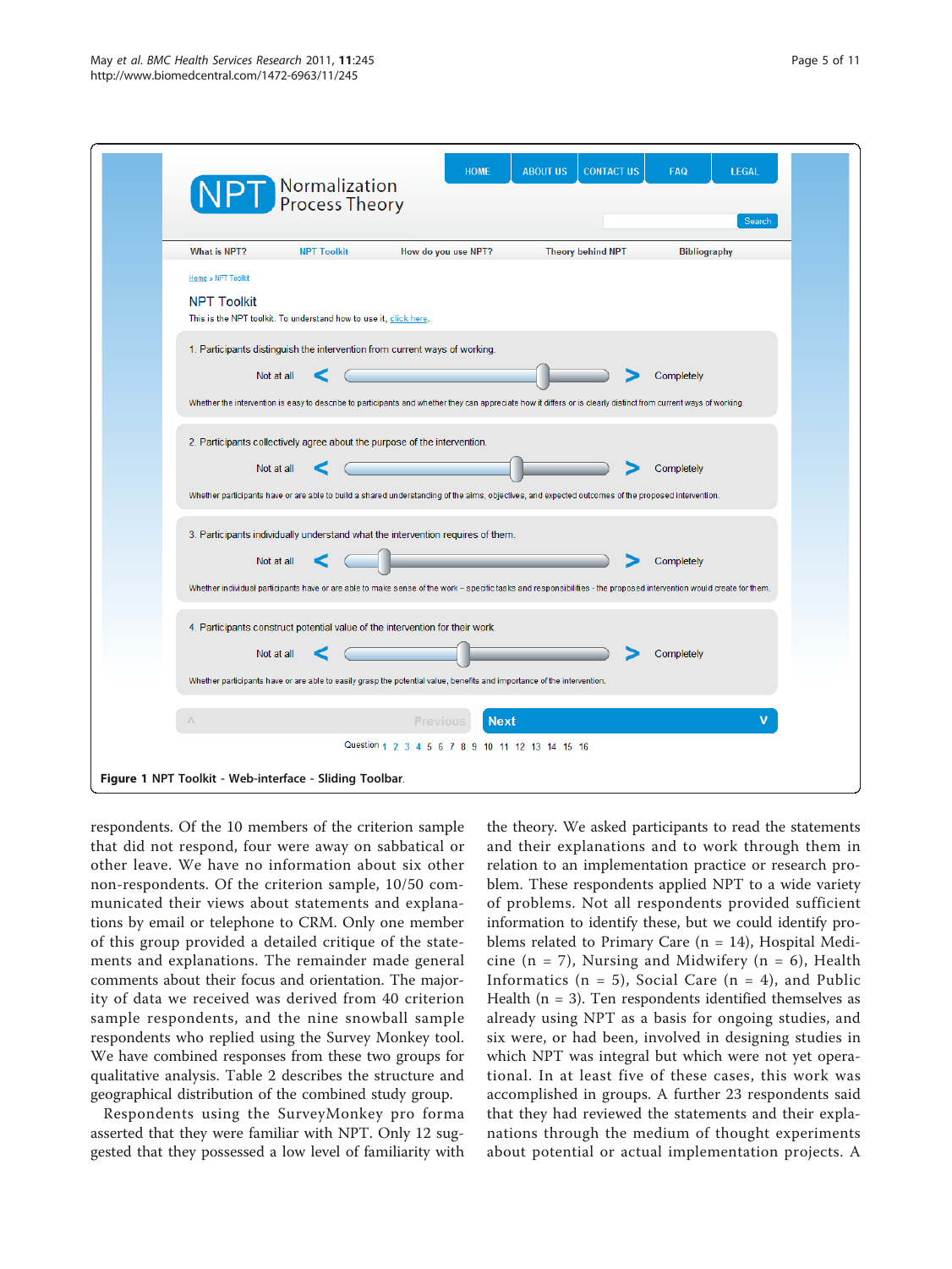Figure 1 NPT Toolkit - Web-interface - Sliding Toolbar.

respondents. Of the 10 members of the criterion sample that did not respond, four were away on sabbatical or other leave. We have no information about six other non-respondents. Of the criterion sample, 10/50 communicated their views about statements and explanations by email or telephone to CRM. Only one member of this group provided a detailed critique of the statements and explanations. The remainder made general comments about their focus and orientation. The majority of data we received was derived from 40 criterion sample respondents, and the nine snowball sample respondents who replied using the Survey Monkey tool. We have combined responses from these two groups for qualitative analysis. Table 2 describes the structure and geographical distribution of the combined study group.

Respondents using the SurveyMonkey pro forma asserted that they were familiar with NPT. Only 12 suggested that they possessed a low level of familiarity with the theory. We asked participants to read the statements and their explanations and to work through them in relation to an implementation practice or research problem. These respondents applied NPT to a wide variety of problems. Not all respondents provided sufficient information to identify these, but we could identify problems related to Primary Care (n = 14), Hospital Medicine (n = 7), Nursing and Midwifery (n = 6), Health Informatics (n = 5), Social Care (n = 4), and Public Health (n = 3). Ten respondents identified themselves as already using NPT as a basis for ongoing studies, and six were, or had been, involved in designing studies in which NPT was integral but which were not yet operational. In at least five of these cases, this work was accomplished in groups. A further 23 respondents said that they had reviewed the statements and their explanations through the medium of thought experiments about potential or actual implementation projects. A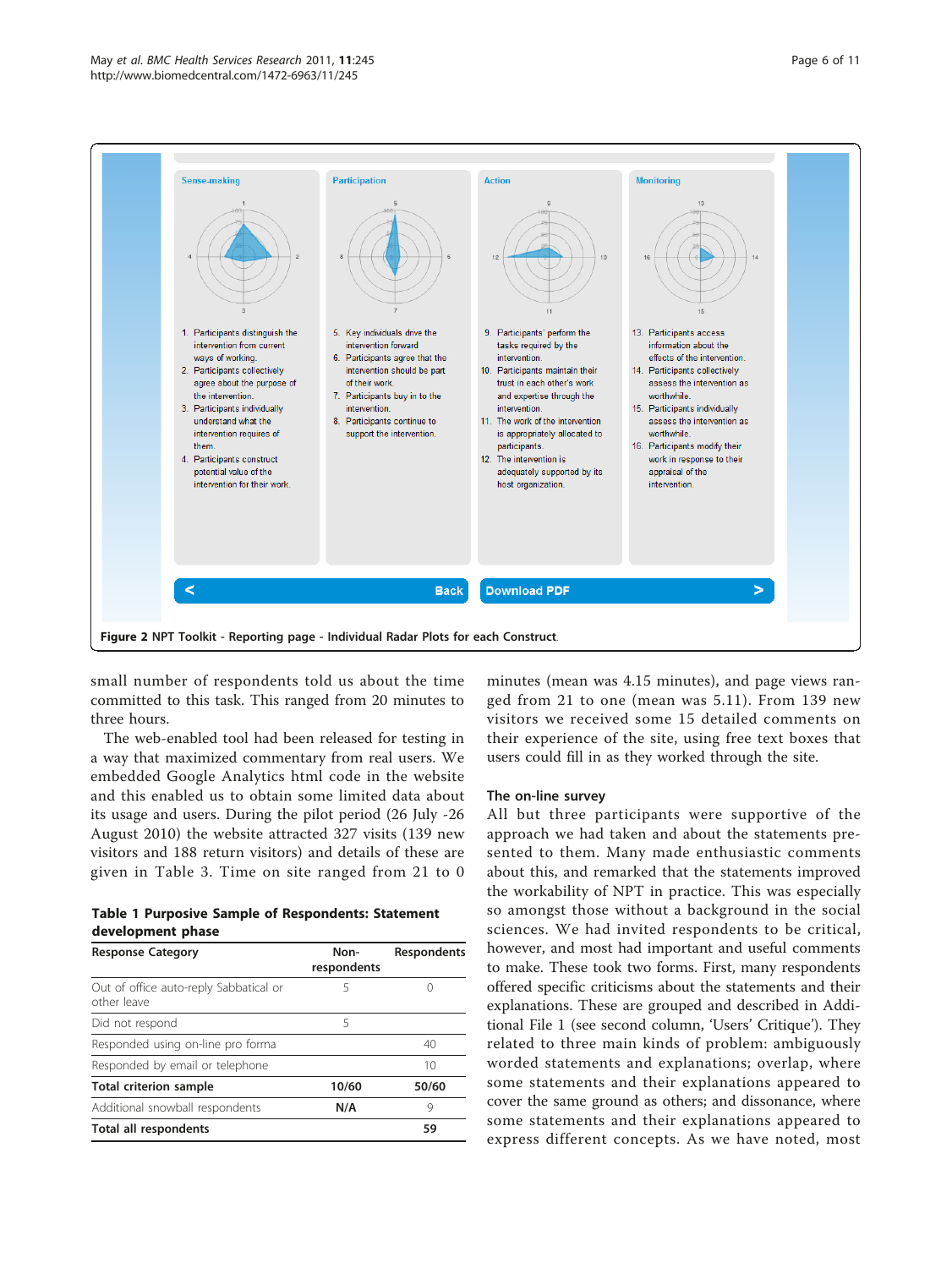**Sense-making**

1. Participants distinguish the intervention from current ways of working.
2. Participants collectively agree about the purpose of the intervention.
3. Participants individually understand what the intervention requires of them.
4. Participants construct potential value of the intervention for their work.

**Participation**

5. Key individuals drive the intervention forward
6. Participants agree that the intervention should be part of their work.
7. Participants buy in to the intervention.
8. Participants continue to support the intervention.

**Action**

9. Participants' perform the tasks required by the intervention.
10. Participants maintain their trust in each other's work and expertise through the intervention.
11. The work of the intervention is appropriately allocated to participants.
12. The intervention is adequately supported by its host organization.

**Monitoring**

13. Participants access information about the effects of the intervention.
14. Participants collectively assess the intervention as worthwhile.
15. Participants individually assess the intervention as worthwhile.
16. Participants modify their work in response to their appraisal of the intervention.

**Figure 2** NPT Toolkit - Reporting page - Individual Radar Plots for each Construct.

small number of respondents told us about the time committed to this task. This ranged from 20 minutes to three hours.

The web-enabled tool had been released for testing in a way that maximized commentary from real users. We embedded Google Analytics html code in the website and this enabled us to obtain some limited data about its usage and users. During the pilot period (26 July -26 August 2010) the website attracted 327 visits (139 new visitors and 188 return visitors) and details of these are given in Table 3. Time on site ranged from 21 to 0 minutes (mean was 4.15 minutes), and page views ranged from 21 to one (mean was 5.11). From 139 new visitors we received some 15 detailed comments on their experience of the site, using free text boxes that users could fill in as they worked through the site.

**Table 1 Purposive Sample of Respondents: Statement development phase**

| Response Category | Non-respondents | Respondents |
|---|---|---|
| Out of office auto-reply Sabbatical or other leave | 5 | 0 |
| Did not respond | 5 | |
| Responded using on-line pro forma | | 40 |
| Responded by email or telephone | | 10 |
| **Total criterion sample** | **10/60** | **50/60** |
| Additional snowball respondents | **N/A** | 9 |
| **Total all respondents** | | **59** |

### The on-line survey

All but three participants were supportive of the approach we had taken and about the statements presented to them. Many made enthusiastic comments about this, and remarked that the statements improved the workability of NPT in practice. This was especially so amongst those without a background in the social sciences. We had invited respondents to be critical, however, and most had important and useful comments to make. These took two forms. First, many respondents offered specific criticisms about the statements and their explanations. These are grouped and described in Additional File 1 (see second column, 'Users' Critique'). They related to three main kinds of problem: ambiguously worded statements and explanations; overlap, where some statements and their explanations appeared to cover the same ground as others; and dissonance, where some statements and their explanations appeared to express different concepts. As we have noted, most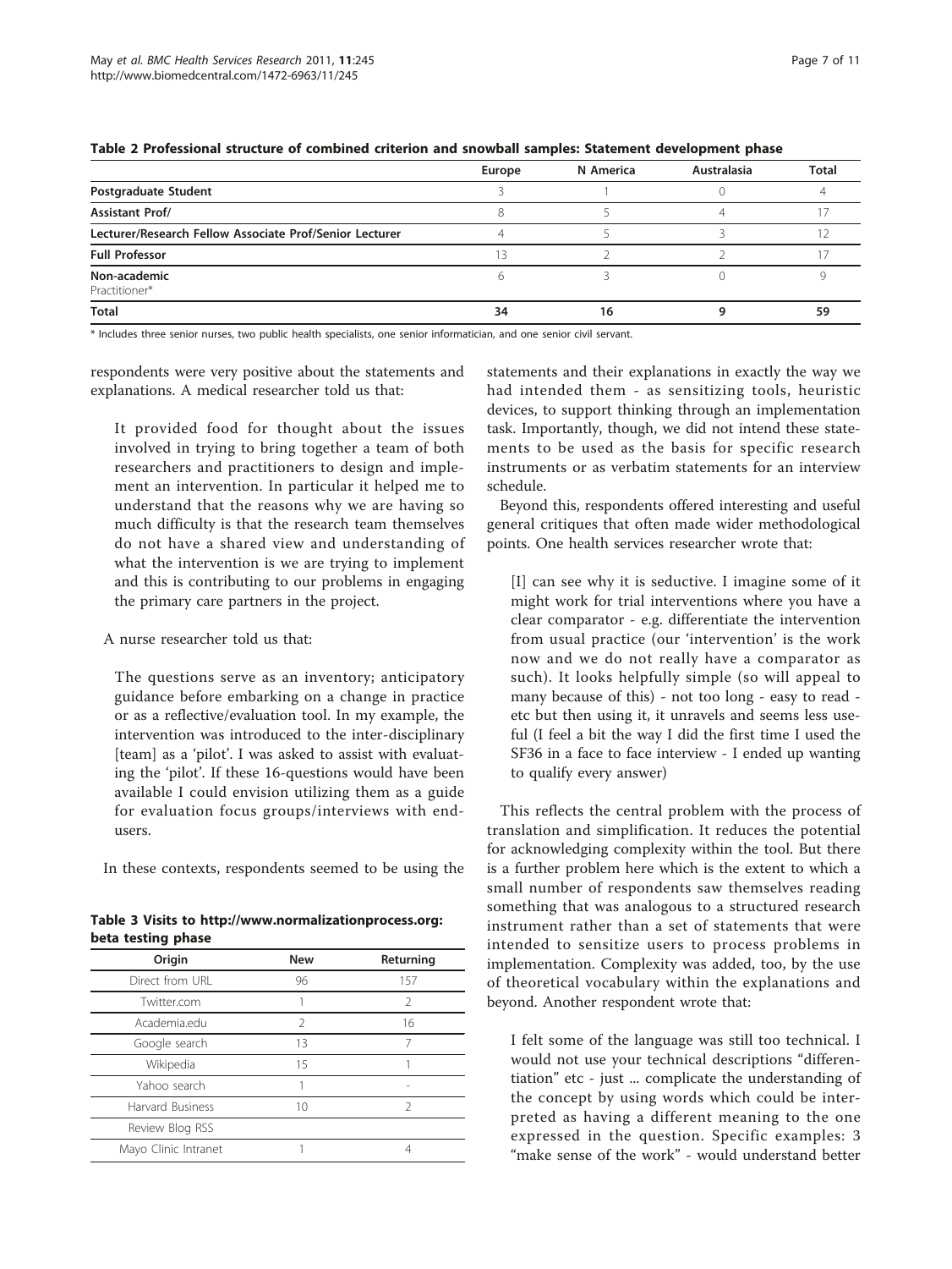**Table 2 Professional structure of combined criterion and snowball samples: Statement development phase**

| | Europe | N America | Australasia | Total |
|---|---|---|---|---|
| **Postgraduate Student** | 3 | 1 | 0 | 4 |
| **Assistant Prof/** | 8 | 5 | 4 | 17 |
| **Lecturer/Research Fellow Associate Prof/Senior Lecturer** | 4 | 5 | 3 | 12 |
| **Full Professor** | 13 | 2 | 2 | 17 |
| **Non-academic Practitioner*** | 6 | 3 | 0 | 9 |
| **Total** | **34** | **16** | **9** | **59** |

\* Includes three senior nurses, two public health specialists, one senior informatician, and one senior civil servant.

respondents were very positive about the statements and explanations. A medical researcher told us that:

> It provided food for thought about the issues involved in trying to bring together a team of both researchers and practitioners to design and implement an intervention. In particular it helped me to understand that the reasons why we are having so much difficulty is that the research team themselves do not have a shared view and understanding of what the intervention is we are trying to implement and this is contributing to our problems in engaging the primary care partners in the project.

A nurse researcher told us that:

> The questions serve as an inventory; anticipatory guidance before embarking on a change in practice or as a reflective/evaluation tool. In my example, the intervention was introduced to the inter-disciplinary [team] as a 'pilot'. I was asked to assist with evaluating the 'pilot'. If these 16-questions would have been available I could envision utilizing them as a guide for evaluation focus groups/interviews with end-users.

In these contexts, respondents seemed to be using the statements and their explanations in exactly the way we had intended them - as sensitizing tools, heuristic devices, to support thinking through an implementation task. Importantly, though, we did not intend these statements to be used as the basis for specific research instruments or as verbatim statements for an interview schedule.

Beyond this, respondents offered interesting and useful general critiques that often made wider methodological points. One health services researcher wrote that:

> [I] can see why it is seductive. I imagine some of it might work for trial interventions where you have a clear comparator - e.g. differentiate the intervention from usual practice (our 'intervention' is the work now and we do not really have a comparator as such). It looks helpfully simple (so will appeal to many because of this) - not too long - easy to read - etc but then using it, it unravels and seems less useful (I feel a bit the way I did the first time I used the SF36 in a face to face interview - I ended up wanting to qualify every answer)

This reflects the central problem with the process of translation and simplification. It reduces the potential for acknowledging complexity within the tool. But there is a further problem here which is the extent to which a small number of respondents saw themselves reading something that was analogous to a structured research instrument rather than a set of statements that were intended to sensitize users to process problems in implementation. Complexity was added, too, by the use of theoretical vocabulary within the explanations and beyond. Another respondent wrote that:

> I felt some of the language was still too technical. I would not use your technical descriptions "differentiation" etc - just ... complicate the understanding of the concept by using words which could be interpreted as having a different meaning to the one expressed in the question. Specific examples: 3 "make sense of the work" - would understand better

**Table 3 Visits to http://www.normalizationprocess.org: beta testing phase**

| Origin | New | Returning |
|---|---|---|
| Direct from URL | 96 | 157 |
| Twitter.com | 1 | 2 |
| Academia.edu | 2 | 16 |
| Google search | 13 | 7 |
| Wikipedia | 15 | 1 |
| Yahoo search | 1 | - |
| Harvard Business Review Blog RSS | 10 | 2 |
| Mayo Clinic Intranet | 1 | 4 |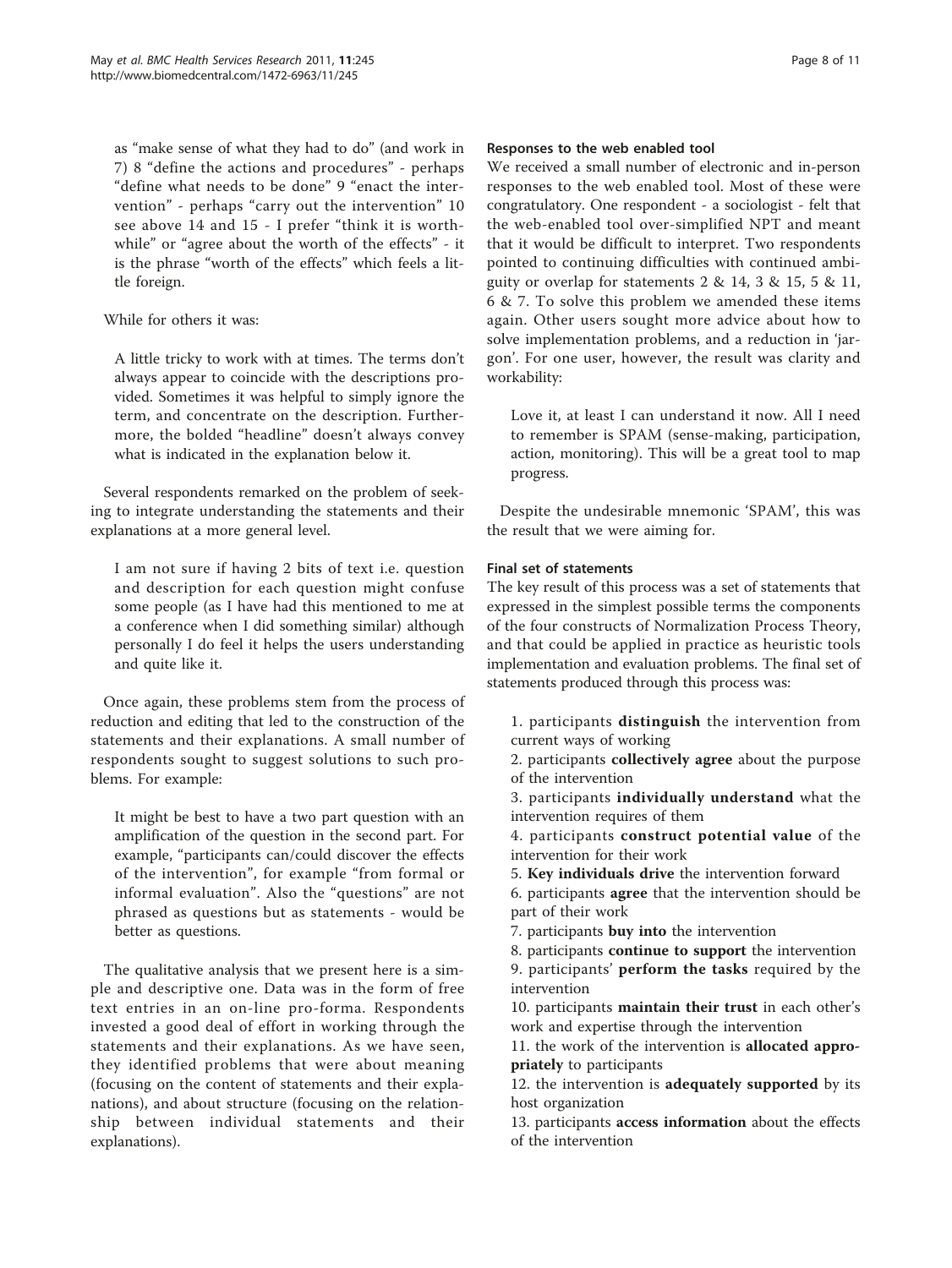> as "make sense of what they had to do" (and work in 7) 8 "define the actions and procedures" - perhaps "define what needs to be done" 9 "enact the intervention" - perhaps "carry out the intervention" 10 see above 14 and 15 - I prefer "think it is worthwhile" or "agree about the worth of the effects" - it is the phrase "worth of the effects" which feels a little foreign.

While for others it was:

> A little tricky to work with at times. The terms don't always appear to coincide with the descriptions provided. Sometimes it was helpful to simply ignore the term, and concentrate on the description. Furthermore, the bolded "headline" doesn't always convey what is indicated in the explanation below it.

Several respondents remarked on the problem of seeking to integrate understanding the statements and their explanations at a more general level.

> I am not sure if having 2 bits of text i.e. question and description for each question might confuse some people (as I have had this mentioned to me at a conference when I did something similar) although personally I do feel it helps the users understanding and quite like it.

Once again, these problems stem from the process of reduction and editing that led to the construction of the statements and their explanations. A small number of respondents sought to suggest solutions to such problems. For example:

> It might be best to have a two part question with an amplification of the question in the second part. For example, "participants can/could discover the effects of the intervention", for example "from formal or informal evaluation". Also the "questions" are not phrased as questions but as statements - would be better as questions.

The qualitative analysis that we present here is a simple and descriptive one. Data was in the form of free text entries in an on-line pro-forma. Respondents invested a good deal of effort in working through the statements and their explanations. As we have seen, they identified problems that were about meaning (focusing on the content of statements and their explanations), and about structure (focusing on the relationship between individual statements and their explanations).

#### Responses to the web enabled tool

We received a small number of electronic and in-person responses to the web enabled tool. Most of these were congratulatory. One respondent - a sociologist - felt that the web-enabled tool over-simplified NPT and meant that it would be difficult to interpret. Two respondents pointed to continuing difficulties with continued ambiguity or overlap for statements 2 & 14, 3 & 15, 5 & 11, 6 & 7. To solve this problem we amended these items again. Other users sought more advice about how to solve implementation problems, and a reduction in 'jargon'. For one user, however, the result was clarity and workability:

> Love it, at least I can understand it now. All I need to remember is SPAM (sense-making, participation, action, monitoring). This will be a great tool to map progress.

Despite the undesirable mnemonic 'SPAM', this was the result that we were aiming for.

#### Final set of statements

The key result of this process was a set of statements that expressed in the simplest possible terms the components of the four constructs of Normalization Process Theory, and that could be applied in practice as heuristic tools implementation and evaluation problems. The final set of statements produced through this process was:

1. participants **distinguish** the intervention from current ways of working
2. participants **collectively agree** about the purpose of the intervention
3. participants **individually understand** what the intervention requires of them
4. participants **construct potential value** of the intervention for their work
5. **Key individuals drive** the intervention forward
6. participants **agree** that the intervention should be part of their work
7. participants **buy into** the intervention
8. participants **continue to support** the intervention
9. participants' **perform the tasks** required by the intervention
10. participants **maintain their trust** in each other's work and expertise through the intervention
11. the work of the intervention is **allocated appropriately** to participants
12. the intervention is **adequately supported** by its host organization
13. participants **access information** about the effects of the intervention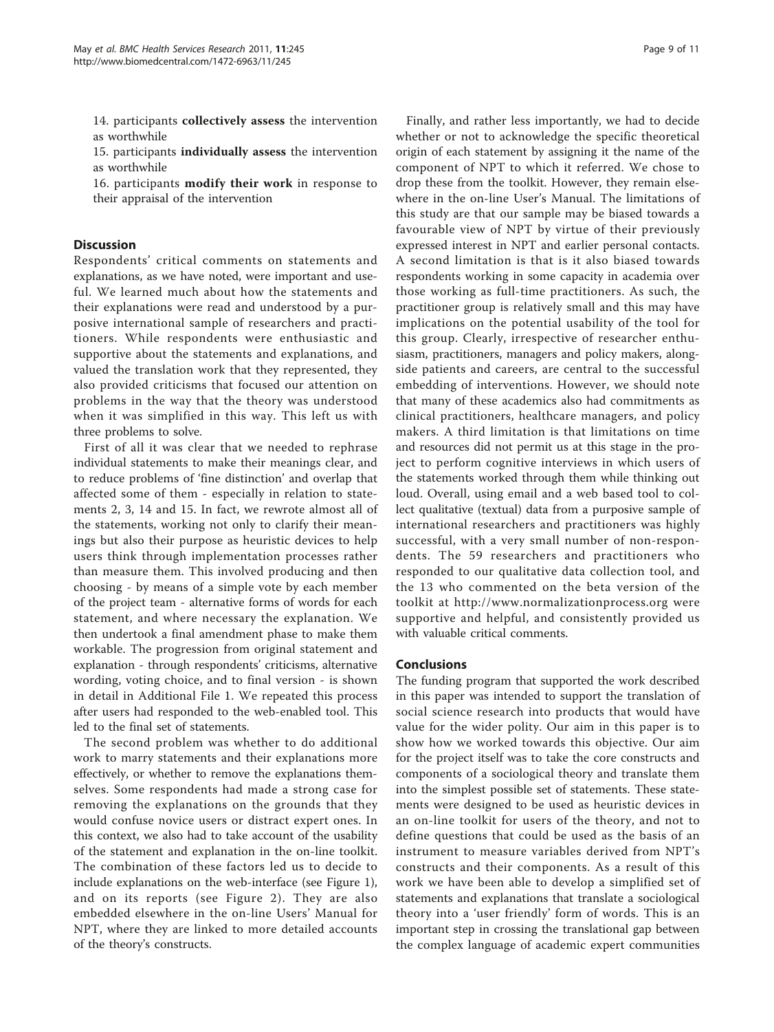14. participants **collectively assess** the intervention as worthwhile

15. participants **individually assess** the intervention as worthwhile

16. participants **modify their work** in response to their appraisal of the intervention

## Discussion

Respondents' critical comments on statements and explanations, as we have noted, were important and useful. We learned much about how the statements and their explanations were read and understood by a purposive international sample of researchers and practitioners. While respondents were enthusiastic and supportive about the statements and explanations, and valued the translation work that they represented, they also provided criticisms that focused our attention on problems in the way that the theory was understood when it was simplified in this way. This left us with three problems to solve.

First of all it was clear that we needed to rephrase individual statements to make their meanings clear, and to reduce problems of 'fine distinction' and overlap that affected some of them - especially in relation to statements 2, 3, 14 and 15. In fact, we rewrote almost all of the statements, working not only to clarify their meanings but also their purpose as heuristic devices to help users think through implementation processes rather than measure them. This involved producing and then choosing - by means of a simple vote by each member of the project team - alternative forms of words for each statement, and where necessary the explanation. We then undertook a final amendment phase to make them workable. The progression from original statement and explanation - through respondents' criticisms, alternative wording, voting choice, and to final version - is shown in detail in Additional File 1. We repeated this process after users had responded to the web-enabled tool. This led to the final set of statements.

The second problem was whether to do additional work to marry statements and their explanations more effectively, or whether to remove the explanations themselves. Some respondents had made a strong case for removing the explanations on the grounds that they would confuse novice users or distract expert ones. In this context, we also had to take account of the usability of the statement and explanation in the on-line toolkit. The combination of these factors led us to decide to include explanations on the web-interface (see Figure 1), and on its reports (see Figure 2). They are also embedded elsewhere in the on-line Users' Manual for NPT, where they are linked to more detailed accounts of the theory's constructs.

Finally, and rather less importantly, we had to decide whether or not to acknowledge the specific theoretical origin of each statement by assigning it the name of the component of NPT to which it referred. We chose to drop these from the toolkit. However, they remain elsewhere in the on-line User's Manual. The limitations of this study are that our sample may be biased towards a favourable view of NPT by virtue of their previously expressed interest in NPT and earlier personal contacts. A second limitation is that is it also biased towards respondents working in some capacity in academia over those working as full-time practitioners. As such, the practitioner group is relatively small and this may have implications on the potential usability of the tool for this group. Clearly, irrespective of researcher enthusiasm, practitioners, managers and policy makers, alongside patients and careers, are central to the successful embedding of interventions. However, we should note that many of these academics also had commitments as clinical practitioners, healthcare managers, and policy makers. A third limitation is that limitations on time and resources did not permit us at this stage in the project to perform cognitive interviews in which users of the statements worked through them while thinking out loud. Overall, using email and a web based tool to collect qualitative (textual) data from a purposive sample of international researchers and practitioners was highly successful, with a very small number of non-respondents. The 59 researchers and practitioners who responded to our qualitative data collection tool, and the 13 who commented on the beta version of the toolkit at http://www.normalizationprocess.org were supportive and helpful, and consistently provided us with valuable critical comments.

## Conclusions

The funding program that supported the work described in this paper was intended to support the translation of social science research into products that would have value for the wider polity. Our aim in this paper is to show how we worked towards this objective. Our aim for the project itself was to take the core constructs and components of a sociological theory and translate them into the simplest possible set of statements. These statements were designed to be used as heuristic devices in an on-line toolkit for users of the theory, and not to define questions that could be used as the basis of an instrument to measure variables derived from NPT's constructs and their components. As a result of this work we have been able to develop a simplified set of statements and explanations that translate a sociological theory into a 'user friendly' form of words. This is an important step in crossing the translational gap between the complex language of academic expert communities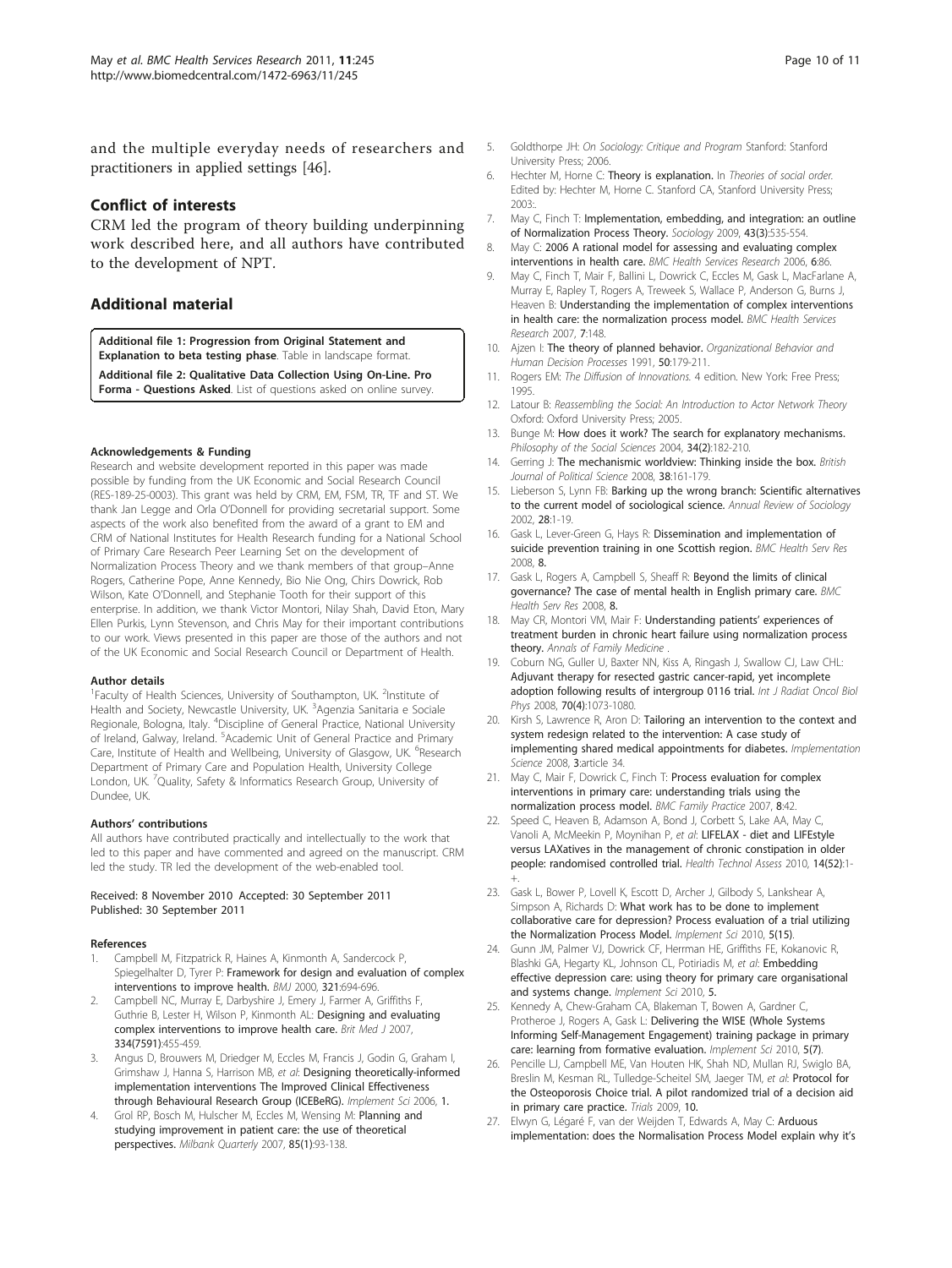and the multiple everyday needs of researchers and practitioners in applied settings [46].

## Conflict of interests

CRM led the program of theory building underpinning work described here, and all authors have contributed to the development of NPT.

## Additional material

**Additional file 1: Progression from Original Statement and Explanation to beta testing phase**. Table in landscape format.

**Additional file 2: Qualitative Data Collection Using On-Line. Pro Forma - Questions Asked**. List of questions asked on online survey.

#### Acknowledgements & Funding

Research and website development reported in this paper was made possible by funding from the UK Economic and Social Research Council (RES-189-25-0003). This grant was held by CRM, EM, FSM, TR, TF and ST. We thank Jan Legge and Orla O'Donnell for providing secretarial support. Some aspects of the work also benefited from the award of a grant to EM and CRM of National Institutes for Health Research funding for a National School of Primary Care Research Peer Learning Set on the development of Normalization Process Theory and we thank members of that group–Anne Rogers, Catherine Pope, Anne Kennedy, Bio Nie Ong, Chirs Dowrick, Rob Wilson, Kate O'Donnell, and Stephanie Tooth for their support of this enterprise. In addition, we thank Victor Montori, Nilay Shah, David Eton, Mary Ellen Purkis, Lynn Stevenson, and Chris May for their important contributions to our work. Views presented in this paper are those of the authors and not of the UK Economic and Social Research Council or Department of Health.

#### Author details

[1]Faculty of Health Sciences, University of Southampton, UK. [2]Institute of Health and Society, Newcastle University, UK. [3]Agenzia Sanitaria e Sociale Regionale, Bologna, Italy. [4]Discipline of General Practice, National University of Ireland, Galway, Ireland. [5]Academic Unit of General Practice and Primary Care, Institute of Health and Wellbeing, University of Glasgow, UK. [6]Research Department of Primary Care and Population Health, University College London, UK. [7]Quality, Safety & Informatics Research Group, University of Dundee, UK.

#### Authors' contributions

All authors have contributed practically and intellectually to the work that led to this paper and have commented and agreed on the manuscript. CRM led the study. TR led the development of the web-enabled tool.

Received: 8 November 2010 Accepted: 30 September 2011
Published: 30 September 2011

#### References

1. Campbell M, Fitzpatrick R, Haines A, Kinmonth A, Sandercock P, Spiegelhalter D, Tyrer P: **Framework for design and evaluation of complex interventions to improve health.** *BMJ* 2000, 321:694-696.
2. Campbell NC, Murray E, Darbyshire J, Emery J, Farmer A, Griffiths F, Guthrie B, Lester H, Wilson P, Kinmonth AL: **Designing and evaluating complex interventions to improve health care.** *Brit Med J* 2007, **334(7591)**:455-459.
3. Angus D, Brouwers M, Driedger M, Eccles M, Francis J, Godin G, Graham I, Grimshaw J, Hanna S, Harrison MB, *et al*: **Designing theoretically-informed implementation interventions The Improved Clinical Effectiveness through Behavioural Research Group (ICEBeRG).** *Implement Sci* 2006, **1**.
4. Grol RP, Bosch M, Hulscher M, Eccles M, Wensing M: **Planning and studying improvement in patient care: the use of theoretical perspectives.** *Milbank Quarterly* 2007, **85(1)**:93-138.
5. Goldthorpe JH: *On Sociology: Critique and Program* Stanford: Stanford University Press; 2006.
6. Hechter M, Horne C: **Theory is explanation.** In *Theories of social order.* Edited by: Hechter M, Horne C. Stanford CA, Stanford University Press; 2003:.
7. May C, Finch T: **Implementation, embedding, and integration: an outline of Normalization Process Theory.** *Sociology* 2009, **43(3)**:535-554.
8. May C: **2006 A rational model for assessing and evaluating complex interventions in health care.** *BMC Health Services Research* 2006, **6**:86.
9. May C, Finch T, Mair F, Ballini L, Dowrick C, Eccles M, Gask L, MacFarlane A, Murray E, Rapley T, Rogers A, Treweek S, Wallace P, Anderson G, Burns J, Heaven B: **Understanding the implementation of complex interventions in health care: the normalization process model.** *BMC Health Services Research* 2007, **7**:148.
10. Ajzen I: **The theory of planned behavior.** *Organizational Behavior and Human Decision Processes* 1991, **50**:179-211.
11. Rogers EM: *The Diffusion of Innovations.* 4 edition. New York: Free Press; 1995.
12. Latour B: *Reassembling the Social: An Introduction to Actor Network Theory* Oxford: Oxford University Press; 2005.
13. Bunge M: **How does it work? The search for explanatory mechanisms.** *Philosophy of the Social Sciences* 2004, **34(2)**:182-210.
14. Gerring J: **The mechanismic worldview: Thinking inside the box.** *British Journal of Political Science* 2008, **38**:161-179.
15. Lieberson S, Lynn FB: **Barking up the wrong branch: Scientific alternatives to the current model of sociological science.** *Annual Review of Sociology* 2002, **28**:1-19.
16. Gask L, Lever-Green G, Hays R: **Dissemination and implementation of suicide prevention training in one Scottish region.** *BMC Health Serv Res* 2008, **8**.
17. Gask L, Rogers A, Campbell S, Sheaff R: **Beyond the limits of clinical governance? The case of mental health in English primary care.** *BMC Health Serv Res* 2008, **8**.
18. May CR, Montori VM, Mair F: **Understanding patients' experiences of treatment burden in chronic heart failure using normalization process theory.** *Annals of Family Medicine* .
19. Coburn NG, Guller U, Baxter NN, Kiss A, Ringash J, Swallow CJ, Law CHL: **Adjuvant therapy for resected gastric cancer-rapid, yet incomplete adoption following results of intergroup 0116 trial.** *Int J Radiat Oncol Biol Phys* 2008, **70(4)**:1073-1080.
20. Kirsh S, Lawrence R, Aron D: **Tailoring an intervention to the context and system redesign related to the intervention: A case study of implementing shared medical appointments for diabetes.** *Implementation Science* 2008, **3**:article 34.
21. May C, Mair F, Dowrick C, Finch T: **Process evaluation for complex interventions in primary care: understanding trials using the normalization process model.** *BMC Family Practice* 2007, **8**:42.
22. Speed C, Heaven B, Adamson A, Bond J, Corbett S, Lake AA, May C, Vanoli A, McMeekin P, Moynihan P, *et al*: **LIFELAX - diet and LIFEstyle versus LAXatives in the management of chronic constipation in older people: randomised controlled trial.** *Health Technol Assess* 2010, **14(52)**:1-+.
23. Gask L, Bower P, Lovell K, Escott D, Archer J, Gilbody S, Lankshear A, Simpson A, Richards D: **What work has to be done to implement collaborative care for depression? Process evaluation of a trial utilizing the Normalization Process Model.** *Implement Sci* 2010, **5(15)**.
24. Gunn JM, Palmer VJ, Dowrick CF, Herrman HE, Griffiths FE, Kokanovic R, Blashki GA, Hegarty KL, Johnson CL, Potiriadis M, *et al*: **Embedding effective depression care: using theory for primary care organisational and systems change.** *Implement Sci* 2010, **5**.
25. Kennedy A, Chew-Graham CA, Blakeman T, Bowen A, Gardner C, Protheroe J, Rogers A, Gask L: **Delivering the WISE (Whole Systems Informing Self-Management Engagement) training package in primary care: learning from formative evaluation.** *Implement Sci* 2010, **5(7)**.
26. Pencille LJ, Campbell ME, Van Houten HK, Shah ND, Mullan RJ, Swiglo BA, Breslin M, Kesman RL, Tulledge-Scheitel SM, Jaeger TM, *et al*: **Protocol for the Osteoporosis Choice trial. A pilot randomized trial of a decision aid in primary care practice.** *Trials* 2009, **10**.
27. Elwyn G, Légaré F, van der Weijden T, Edwards A, May C: **Arduous implementation: does the Normalisation Process Model explain why it's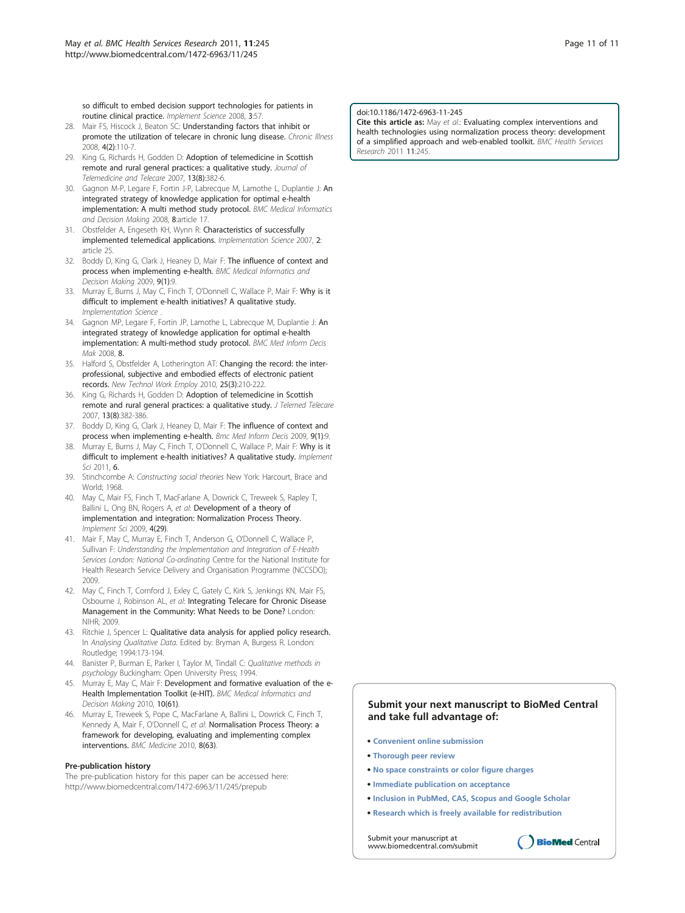so difficult to embed decision support technologies for patients in routine clinical practice. *Implement Science* 2008, 3:57.

28. Mair FS, Hiscock J, Beaton SC: **Understanding factors that inhibit or promote the utilization of telecare in chronic lung disease.** *Chronic Illness* 2008, 4(2):110-7.
29. King G, Richards H, Godden D: **Adoption of telemedicine in Scottish remote and rural general practices: a qualitative study.** *Journal of Telemedicine and Telecare* 2007, 13(8):382-6.
30. Gagnon M-P, Legare F, Fortin J-P, Labrecque M, Lamothe L, Duplantie J: **An integrated strategy of knowledge application for optimal e-health implementation: A multi method study protocol.** *BMC Medical Informatics and Decision Making* 2008, 8:article 17.
31. Obstfelder A, Engeseth KH, Wynn R: **Characteristics of successfully implemented telemedical applications.** *Implementation Science* 2007, 2: article 25.
32. Boddy D, King G, Clark J, Heaney D, Mair F: **The influence of context and process when implementing e-health.** *BMC Medical Informatics and Decision Making* 2009, 9(1):9.
33. Murray E, Burns J, May C, Finch T, O'Donnell C, Wallace P, Mair F: **Why is it difficult to implement e-health initiatives? A qualitative study.** *Implementation Science* .
34. Gagnon MP, Legare F, Fortin JP, Lamothe L, Labrecque M, Duplantie J: **An integrated strategy of knowledge application for optimal e-health implementation: A multi-method study protocol.** *BMC Med Inform Decis Mak* 2008, 8.
35. Halford S, Obstfelder A, Lotherington AT: **Changing the record: the inter-professional, subjective and embodied effects of electronic patient records.** *New Technol Work Employ* 2010, 25(3):210-222.
36. King G, Richards H, Godden D: **Adoption of telemedicine in Scottish remote and rural general practices: a qualitative study.** *J Telemed Telecare* 2007, 13(8):382-386.
37. Boddy D, King G, Clark J, Heaney D, Mair F: **The influence of context and process when implementing e-health.** *Bmc Med Inform Decis* 2009, 9(1):9.
38. Murray E, Burns J, May C, Finch T, O'Donnell C, Wallace P, Mair F: **Why is it difficult to implement e-health initiatives? A qualitative study.** *Implement Sci* 2011, 6.
39. Stinchcombe A: *Constructing social theories* New York: Harcourt, Brace and World; 1968.
40. May C, Mair FS, Finch T, MacFarlane A, Dowrick C, Treweek S, Rapley T, Ballini L, Ong BN, Rogers A, *et al*: **Development of a theory of implementation and integration: Normalization Process Theory.** *Implement Sci* 2009, 4(29).
41. Mair F, May C, Murray E, Finch T, Anderson G, O'Donnell C, Wallace P, Sullivan F: *Understanding the Implementation and Integration of E-Health Services London: National Co-ordinating* Centre for the National Institute for Health Research Service Delivery and Organisation Programme (NCCSDO); 2009.
42. May C, Finch T, Cornford J, Exley C, Gately C, Kirk S, Jenkings KN, Mair FS, Osbourne J, Robinson AL, *et al*: **Integrating Telecare for Chronic Disease Management in the Community: What Needs to be Done?** London: NIHR; 2009.
43. Ritchie J, Spencer L: **Qualitative data analysis for applied policy research.** In *Analysing Qualitative Data.* Edited by: Bryman A, Burgess R. London: Routledge; 1994:173-194.
44. Banister P, Burman E, Parker I, Taylor M, Tindall C: *Qualitative methods in psychology* Buckingham: Open University Press; 1994.
45. Murray E, May C, Mair F: **Development and formative evaluation of the e-Health Implementation Toolkit (e-HIT).** *BMC Medical Informatics and Decision Making* 2010, 10(61).
46. Murray E, Treweek S, Pope C, MacFarlane A, Ballini L, Dowrick C, Finch T, Kennedy A, Mair F, O'Donnell C, *et al*: **Normalisation Process Theory: a framework for developing, evaluating and implementing complex interventions.** *BMC Medicine* 2010, 8(63).

### Pre-publication history

The pre-publication history for this paper can be accessed here: http://www.biomedcentral.com/1472-6963/11/245/prepub

doi:10.1186/1472-6963-11-245

**Cite this article as:** May *et al.*: Evaluating complex interventions and health technologies using normalization process theory: development of a simplified approach and web-enabled toolkit. *BMC Health Services Research* 2011 **11**:245.

**Submit your next manuscript to BioMed Central and take full advantage of:**

- Convenient online submission
- Thorough peer review
- No space constraints or color figure charges
- Immediate publication on acceptance
- Inclusion in PubMed, CAS, Scopus and Google Scholar
- Research which is freely available for redistribution

Submit your manuscript at www.biomedcentral.com/submit

BioMed Central